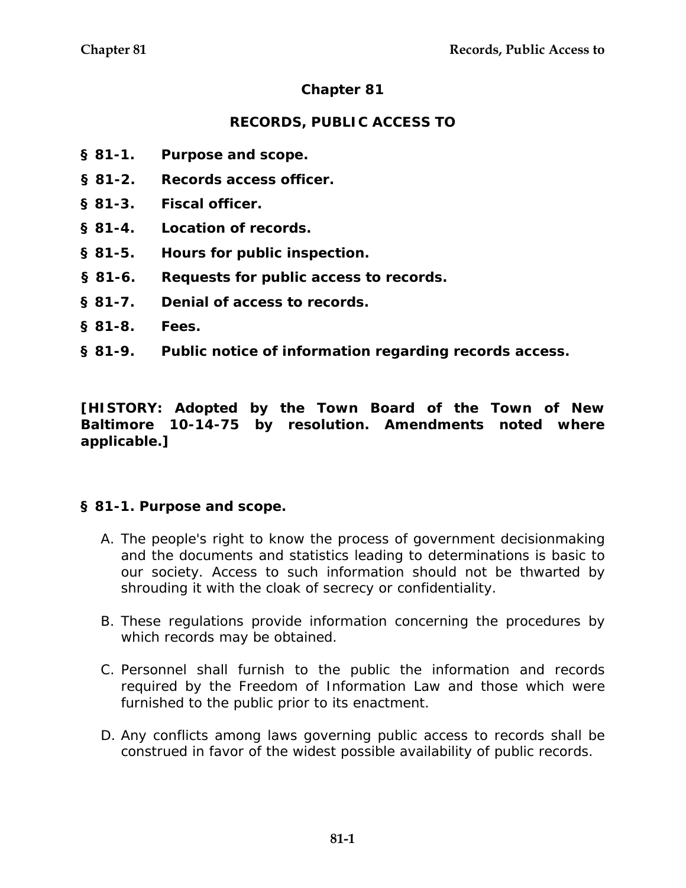# Chapter 81

## RECORDS, PUBLIC ACCESS TO

**§ 81-1. Purpose and scope.**

**§ 81-2. Records access officer.**

**§ 81-3. Fiscal officer.**

**§ 81-4. Location of records.**

**§ 81-5. Hours for public inspection.**

**§ 81-6. Requests for public access to records.**

**§ 81-7. Denial of access to records.**

**§ 81-8. Fees.**

**§ 81-9. Public notice of information regarding records access.**

**[HISTORY: Adopted by the Town Board of the Town of New Baltimore 10-14-75 by resolution. Amendments noted where applicable.]**

### § 81-1. Purpose and scope.

A. The people's right to know the process of government decisionmaking and the documents and statistics leading to determinations is basic to our society. Access to such information should not be thwarted by shrouding it with the cloak of secrecy or confidentiality.

B. These regulations provide information concerning the procedures by which records may be obtained.

C. Personnel shall furnish to the public the information and records required by the Freedom of Information Law and those which were furnished to the public prior to its enactment.

D. Any conflicts among laws governing public access to records shall be construed in favor of the widest possible availability of public records.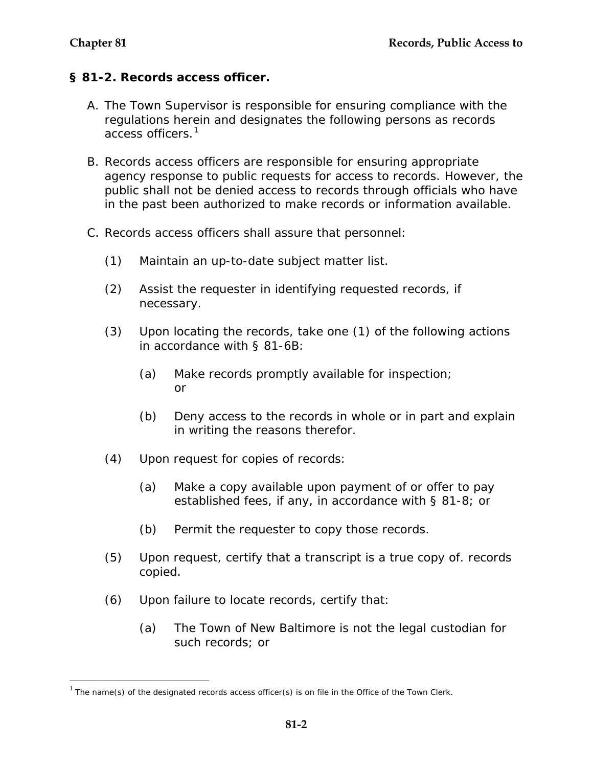## § 81-2. Records access officer.

A. The Town Supervisor is responsible for ensuring compliance with the regulations herein and designates the following persons as records access officers.[1]

B. Records access officers are responsible for ensuring appropriate agency response to public requests for access to records. However, the public shall not be denied access to records through officials who have in the past been authorized to make records or information available.

C. Records access officers shall assure that personnel:

   (1) Maintain an up-to-date subject matter list.

   (2) Assist the requester in identifying requested records, if necessary.

   (3) Upon locating the records, take one (1) of the following actions in accordance with § 81-6B:

      (a) Make records promptly available for inspection; or

      (b) Deny access to the records in whole or in part and explain in writing the reasons therefor.

   (4) Upon request for copies of records:

      (a) Make a copy available upon payment of or offer to pay established fees, if any, in accordance with § 81-8; or

      (b) Permit the requester to copy those records.

   (5) Upon request, certify that a transcript is a true copy of. records copied.

   (6) Upon failure to locate records, certify that:

      (a) The Town of New Baltimore is not the legal custodian for such records; or

---

[1] The name(s) of the designated records access officer(s) is on file in the Office of the Town Clerk.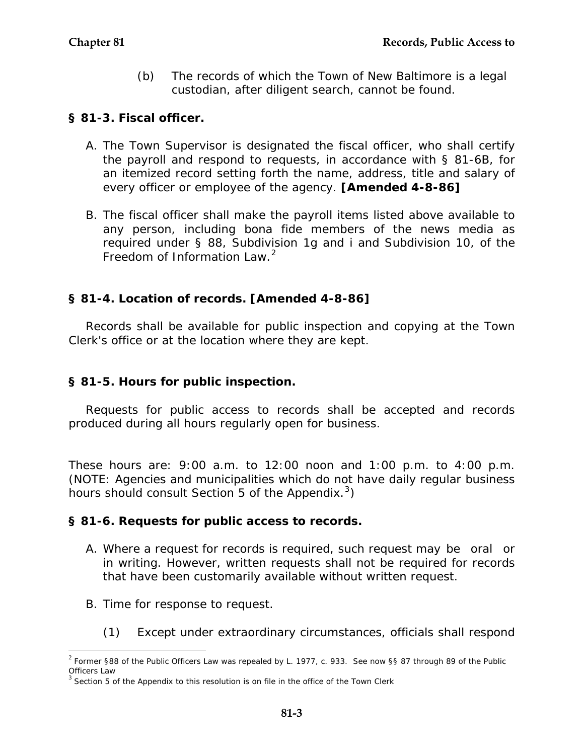(b) The records of which the Town of New Baltimore is a legal custodian, after diligent search, cannot be found.

**§ 81-3. Fiscal officer.**

A. The Town Supervisor is designated the fiscal officer, who shall certify the payroll and respond to requests, in accordance with § 81-6B, for an itemized record setting forth the name, address, title and salary of every officer or employee of the agency. **[Amended 4-8-86]**

B. The fiscal officer shall make the payroll items listed above available to any person, including bona fide members of the news media as required under § 88, Subdivision 1g and i and Subdivision 10, of the Freedom of Information Law.[2]

**§ 81-4. Location of records. [Amended 4-8-86]**

Records shall be available for public inspection and copying at the Town Clerk's office or at the location where they are kept.

**§ 81-5. Hours for public inspection.**

Requests for public access to records shall be accepted and records produced during all hours regularly open for business.

These hours are: 9:00 a.m. to 12:00 noon and 1:00 p.m. to 4:00 p.m. (NOTE: Agencies and municipalities which do not have daily regular business hours should consult Section 5 of the Appendix.[3])

**§ 81-6. Requests for public access to records.**

A. Where a request for records is required, such request may be oral or in writing. However, written requests shall not be required for records that have been customarily available without written request.

B. Time for response to request.

(1) Except under extraordinary circumstances, officials shall respond

[2] Former §88 of the Public Officers Law was repealed by L. 1977, c. 933. See now §§ 87 through 89 of the Public Officers Law

[3] Section 5 of the Appendix to this resolution is on file in the office of the Town Clerk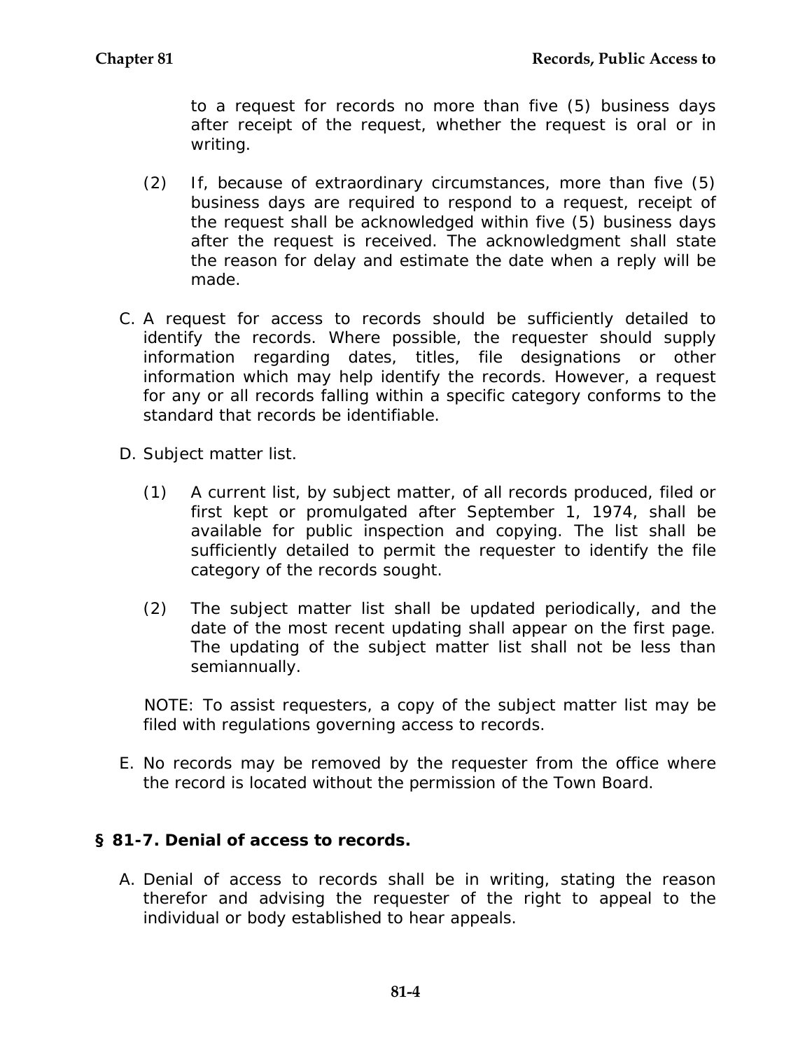to a request for records no more than five (5) business days after receipt of the request, whether the request is oral or in writing.

(2) If, because of extraordinary circumstances, more than five (5) business days are required to respond to a request, receipt of the request shall be acknowledged within five (5) business days after the request is received. The acknowledgment shall state the reason for delay and estimate the date when a reply will be made.

C. A request for access to records should be sufficiently detailed to identify the records. Where possible, the requester should supply information regarding dates, titles, file designations or other information which may help identify the records. However, a request for any or all records falling within a specific category conforms to the standard that records be identifiable.

D. Subject matter list.

(1) A current list, by subject matter, of all records produced, filed or first kept or promulgated after September 1, 1974, shall be available for public inspection and copying. The list shall be sufficiently detailed to permit the requester to identify the file category of the records sought.

(2) The subject matter list shall be updated periodically, and the date of the most recent updating shall appear on the first page. The updating of the subject matter list shall not be less than semiannually.

NOTE: To assist requesters, a copy of the subject matter list may be filed with regulations governing access to records.

E. No records may be removed by the requester from the office where the record is located without the permission of the Town Board.

## § 81-7. Denial of access to records.

A. Denial of access to records shall be in writing, stating the reason therefor and advising the requester of the right to appeal to the individual or body established to hear appeals.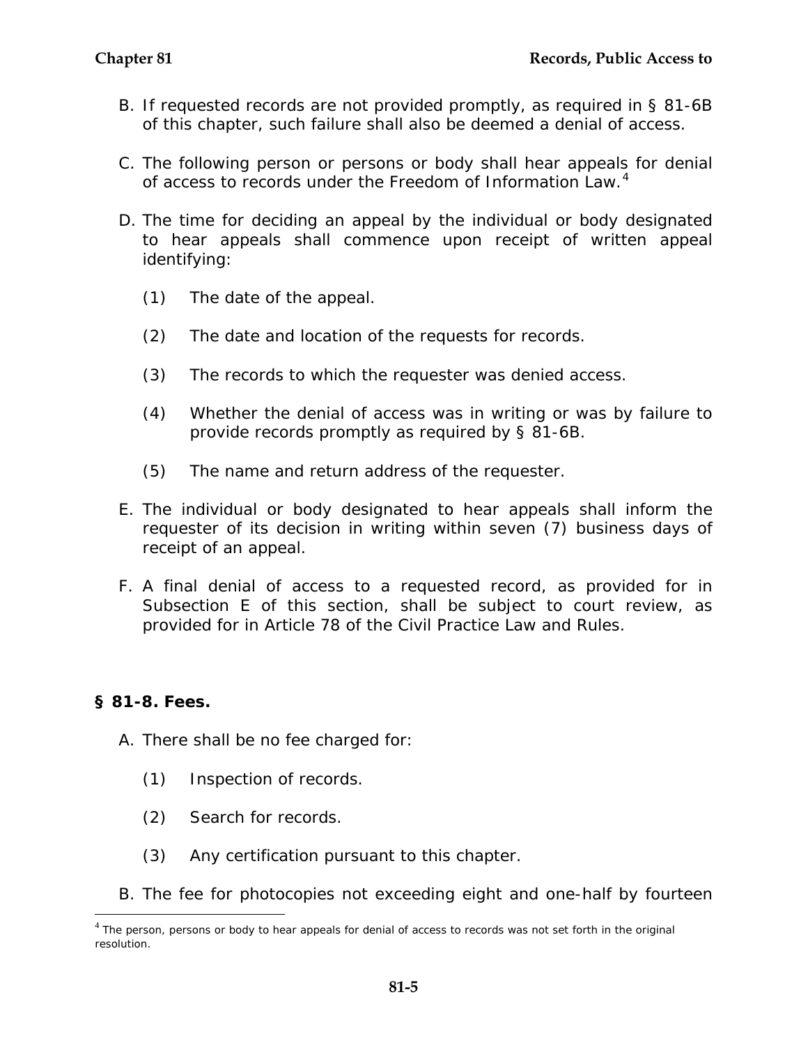B. If requested records are not provided promptly, as required in § 81-6B of this chapter, such failure shall also be deemed a denial of access.

C. The following person or persons or body shall hear appeals for denial of access to records under the Freedom of Information Law.[4]

D. The time for deciding an appeal by the individual or body designated to hear appeals shall commence upon receipt of written appeal identifying:

   (1) The date of the appeal.

   (2) The date and location of the requests for records.

   (3) The records to which the requester was denied access.

   (4) Whether the denial of access was in writing or was by failure to provide records promptly as required by § 81-6B.

   (5) The name and return address of the requester.

E. The individual or body designated to hear appeals shall inform the requester of its decision in writing within seven (7) business days of receipt of an appeal.

F. A final denial of access to a requested record, as provided for in Subsection E of this section, shall be subject to court review, as provided for in Article 78 of the Civil Practice Law and Rules.

## § 81-8. Fees.

A. There shall be no fee charged for:

   (1) Inspection of records.

   (2) Search for records.

   (3) Any certification pursuant to this chapter.

B. The fee for photocopies not exceeding eight and one-half by fourteen

[4] The person, persons or body to hear appeals for denial of access to records was not set forth in the original resolution.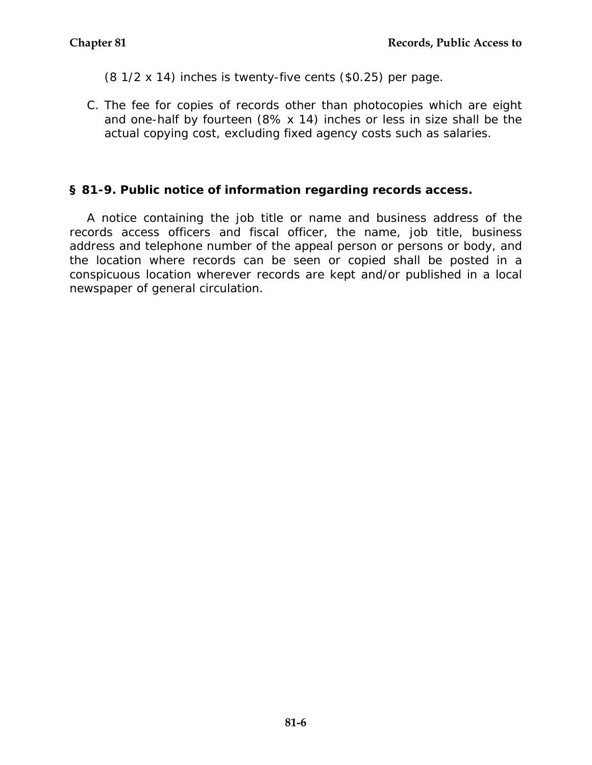(8 1/2 x 14) inches is twenty-five cents ($0.25) per page.

C. The fee for copies of records other than photocopies which are eight and one-half by fourteen (8% x 14) inches or less in size shall be the actual copying cost, excluding fixed agency costs such as salaries.

## § 81-9. Public notice of information regarding records access.

A notice containing the job title or name and business address of the records access officers and fiscal officer, the name, job title, business address and telephone number of the appeal person or persons or body, and the location where records can be seen or copied shall be posted in a conspicuous location wherever records are kept and/or published in a local newspaper of general circulation.